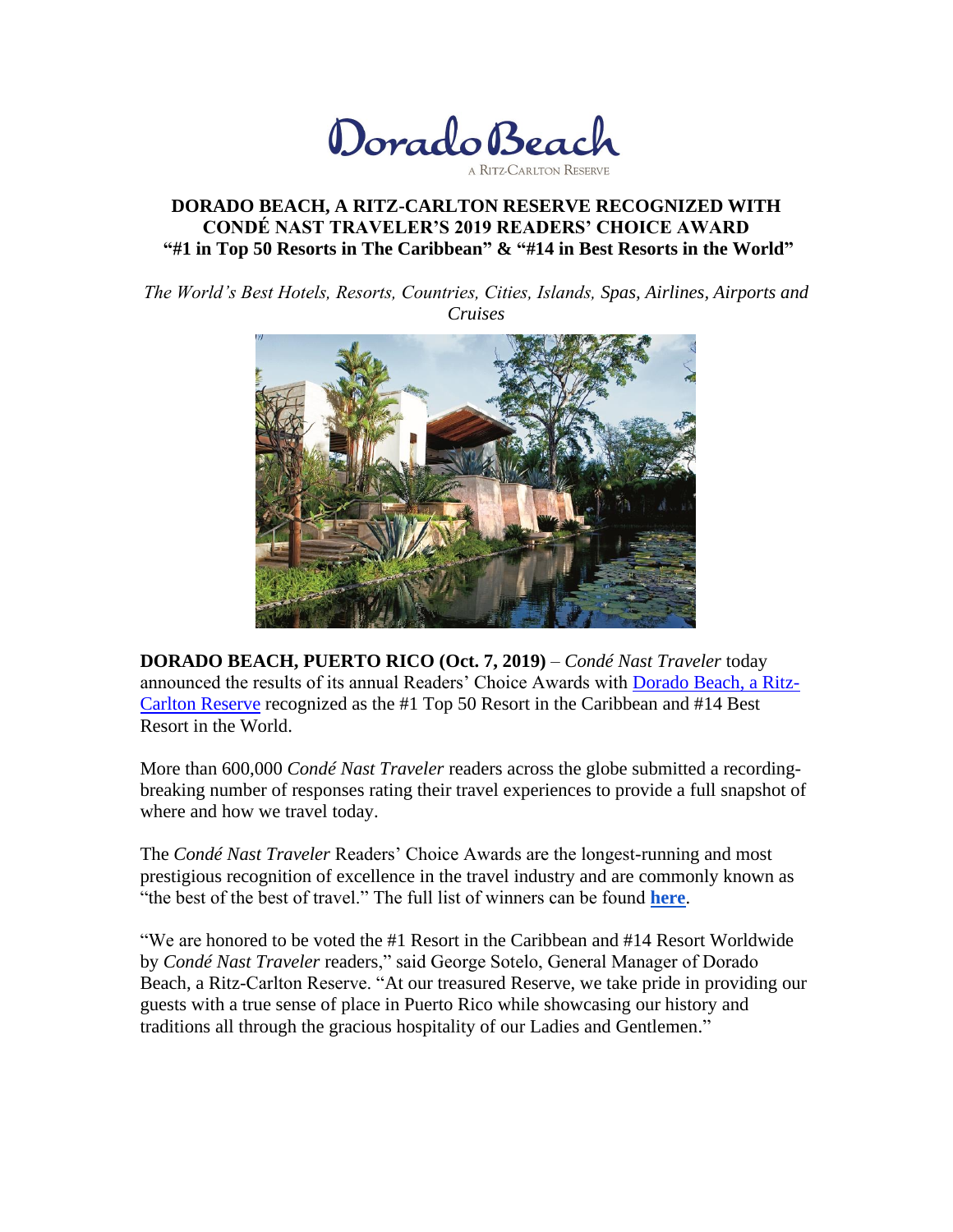Dorado Beach

A Ritz-Carlton Reserve

# DORADO BEACH, A RITZ-CARLTON RESERVE RECOGNIZED WITH CONDÉ NAST TRAVELER'S 2019 READERS' CHOICE AWARD "#1 in Top 50 Resorts in The Caribbean" & "#14 in Best Resorts in the World"

*The World's Best Hotels, Resorts, Countries, Cities, Islands, Spas, Airlines, Airports and Cruises*

**DORADO BEACH, PUERTO RICO (Oct. 7, 2019)** – *Condé Nast Traveler* today announced the results of its annual Readers' Choice Awards with Dorado Beach, a Ritz-Carlton Reserve recognized as the #1 Top 50 Resort in the Caribbean and #14 Best Resort in the World.

More than 600,000 *Condé Nast Traveler* readers across the globe submitted a recording-breaking number of responses rating their travel experiences to provide a full snapshot of where and how we travel today.

The *Condé Nast Traveler* Readers' Choice Awards are the longest-running and most prestigious recognition of excellence in the travel industry and are commonly known as "the best of the best of travel." The full list of winners can be found **here**.

"We are honored to be voted the #1 Resort in the Caribbean and #14 Resort Worldwide by *Condé Nast Traveler* readers," said George Sotelo, General Manager of Dorado Beach, a Ritz-Carlton Reserve. "At our treasured Reserve, we take pride in providing our guests with a true sense of place in Puerto Rico while showcasing our history and traditions all through the gracious hospitality of our Ladies and Gentlemen."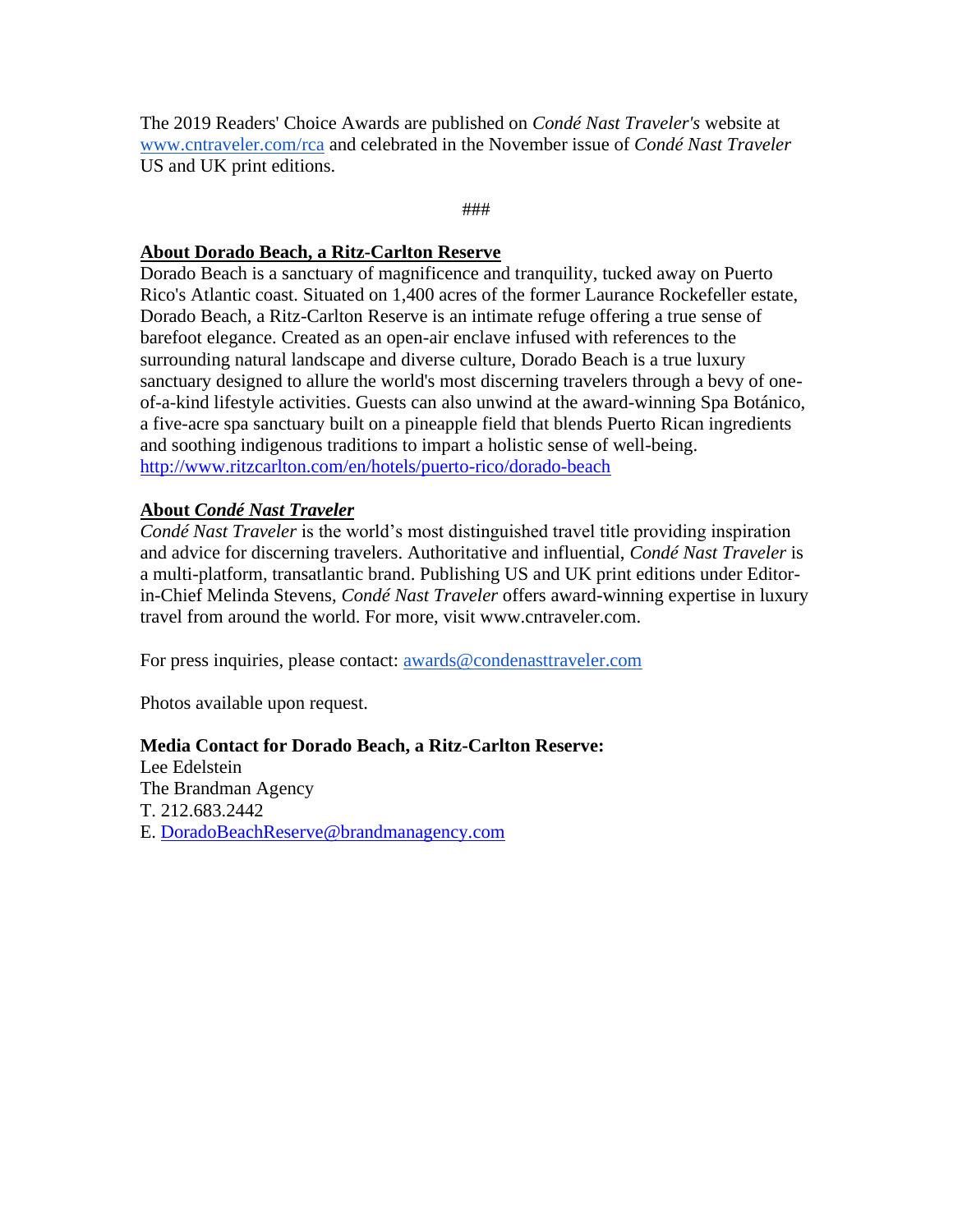The 2019 Readers' Choice Awards are published on *Condé Nast Traveler's* website at www.cntraveler.com/rca and celebrated in the November issue of *Condé Nast Traveler* US and UK print editions.

###

**About Dorado Beach, a Ritz-Carlton Reserve**

Dorado Beach is a sanctuary of magnificence and tranquility, tucked away on Puerto Rico's Atlantic coast. Situated on 1,400 acres of the former Laurance Rockefeller estate, Dorado Beach, a Ritz-Carlton Reserve is an intimate refuge offering a true sense of barefoot elegance. Created as an open-air enclave infused with references to the surrounding natural landscape and diverse culture, Dorado Beach is a true luxury sanctuary designed to allure the world's most discerning travelers through a bevy of one-of-a-kind lifestyle activities. Guests can also unwind at the award-winning Spa Botánico, a five-acre spa sanctuary built on a pineapple field that blends Puerto Rican ingredients and soothing indigenous traditions to impart a holistic sense of well-being.
http://www.ritzcarlton.com/en/hotels/puerto-rico/dorado-beach

**About *Condé Nast Traveler***

*Condé Nast Traveler* is the world's most distinguished travel title providing inspiration and advice for discerning travelers. Authoritative and influential, *Condé Nast Traveler* is a multi-platform, transatlantic brand. Publishing US and UK print editions under Editor-in-Chief Melinda Stevens, *Condé Nast Traveler* offers award-winning expertise in luxury travel from around the world. For more, visit www.cntraveler.com.

For press inquiries, please contact: awards@condenasttraveler.com

Photos available upon request.

**Media Contact for Dorado Beach, a Ritz-Carlton Reserve:**

Lee Edelstein
The Brandman Agency
T. 212.683.2442
E. DoradoBeachReserve@brandmanagency.com